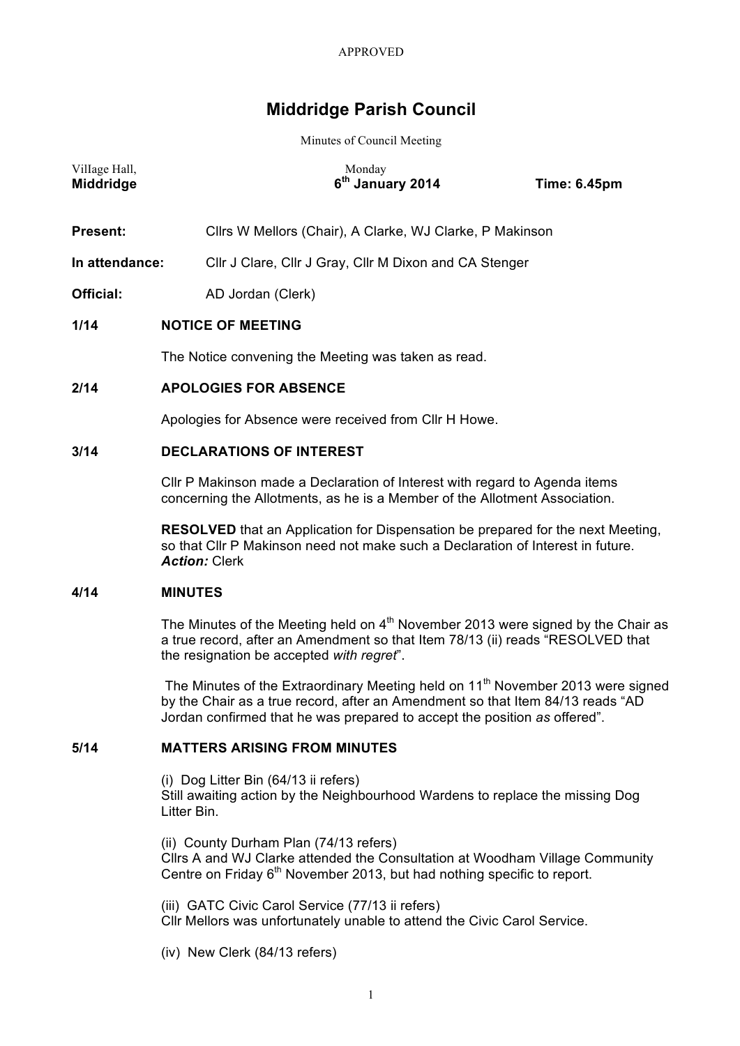APPROVED

# Middridge Parish Council

Minutes of Council Meeting

Village Hall, **Middridge** | Monday **6th January 2014** | **Time: 6.45pm**

**Present:** Cllrs W Mellors (Chair), A Clarke, WJ Clarke, P Makinson

**In attendance:** Cllr J Clare, Cllr J Gray, Cllr M Dixon and CA Stenger

**Official:** AD Jordan (Clerk)

## 1/14 NOTICE OF MEETING

The Notice convening the Meeting was taken as read.

## 2/14 APOLOGIES FOR ABSENCE

Apologies for Absence were received from Cllr H Howe.

## 3/14 DECLARATIONS OF INTEREST

Cllr P Makinson made a Declaration of Interest with regard to Agenda items concerning the Allotments, as he is a Member of the Allotment Association.

**RESOLVED** that an Application for Dispensation be prepared for the next Meeting, so that Cllr P Makinson need not make such a Declaration of Interest in future.
***Action:*** Clerk

## 4/14 MINUTES

The Minutes of the Meeting held on 4th November 2013 were signed by the Chair as a true record, after an Amendment so that Item 78/13 (ii) reads "RESOLVED that the resignation be accepted *with regret*".

The Minutes of the Extraordinary Meeting held on 11th November 2013 were signed by the Chair as a true record, after an Amendment so that Item 84/13 reads "AD Jordan confirmed that he was prepared to accept the position *as* offered".

## 5/14 MATTERS ARISING FROM MINUTES

(i) Dog Litter Bin (64/13 ii refers)
Still awaiting action by the Neighbourhood Wardens to replace the missing Dog Litter Bin.

(ii) County Durham Plan (74/13 refers)
Cllrs A and WJ Clarke attended the Consultation at Woodham Village Community Centre on Friday 6th November 2013, but had nothing specific to report.

(iii) GATC Civic Carol Service (77/13 ii refers)
Cllr Mellors was unfortunately unable to attend the Civic Carol Service.

(iv) New Clerk (84/13 refers)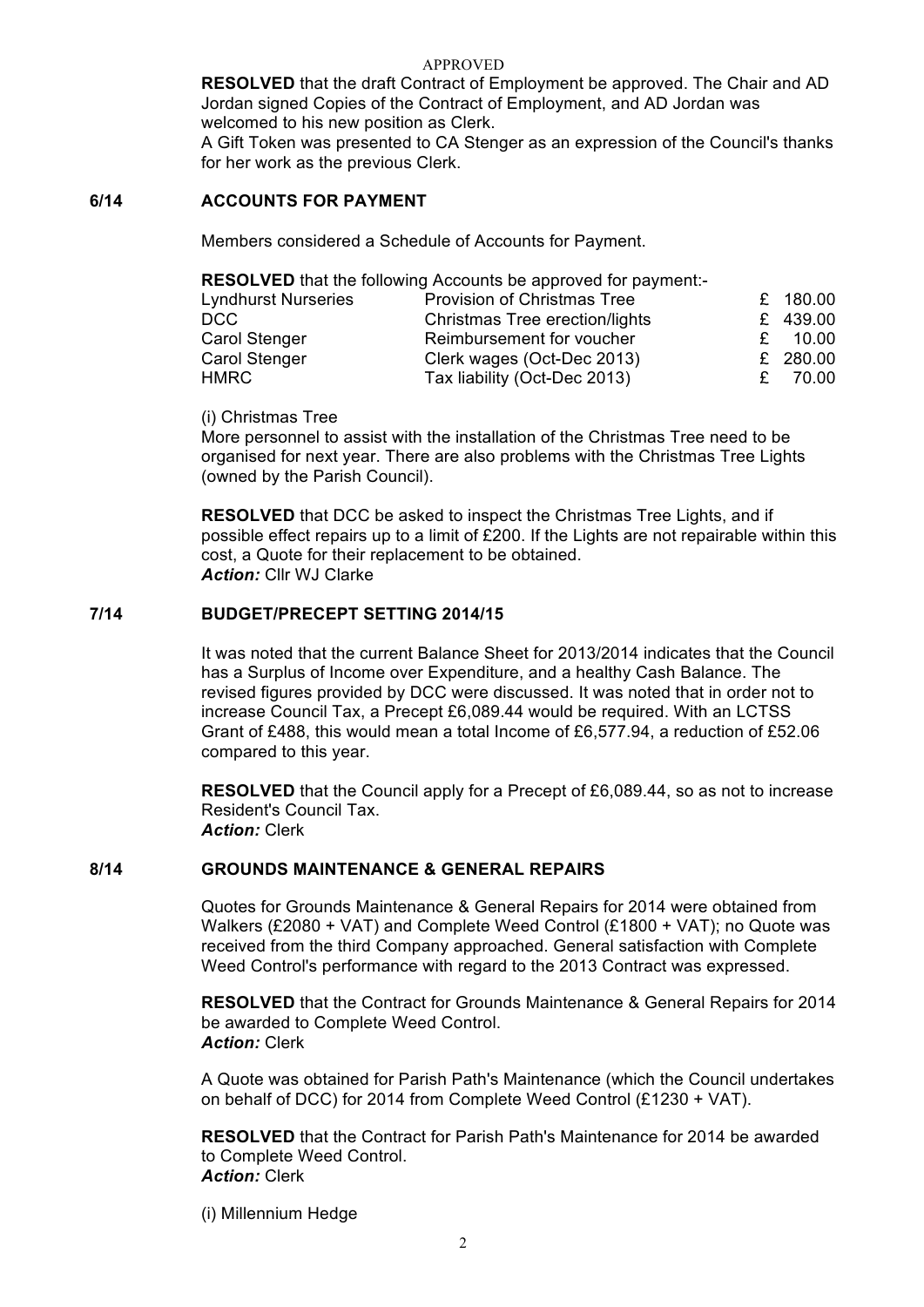APPROVED

**RESOLVED** that the draft Contract of Employment be approved. The Chair and AD Jordan signed Copies of the Contract of Employment, and AD Jordan was welcomed to his new position as Clerk.

A Gift Token was presented to CA Stenger as an expression of the Council's thanks for her work as the previous Clerk.

## 6/14 ACCOUNTS FOR PAYMENT

Members considered a Schedule of Accounts for Payment.

**RESOLVED** that the following Accounts be approved for payment:-

| | | |
|---|---|---|
| Lyndhurst Nurseries | Provision of Christmas Tree | £ 180.00 |
| DCC | Christmas Tree erection/lights | £ 439.00 |
| Carol Stenger | Reimbursement for voucher | £ 10.00 |
| Carol Stenger | Clerk wages (Oct-Dec 2013) | £ 280.00 |
| HMRC | Tax liability (Oct-Dec 2013) | £ 70.00 |

(i) Christmas Tree

More personnel to assist with the installation of the Christmas Tree need to be organised for next year. There are also problems with the Christmas Tree Lights (owned by the Parish Council).

**RESOLVED** that DCC be asked to inspect the Christmas Tree Lights, and if possible effect repairs up to a limit of £200. If the Lights are not repairable within this cost, a Quote for their replacement to be obtained.
***Action:*** Cllr WJ Clarke

## 7/14 BUDGET/PRECEPT SETTING 2014/15

It was noted that the current Balance Sheet for 2013/2014 indicates that the Council has a Surplus of Income over Expenditure, and a healthy Cash Balance. The revised figures provided by DCC were discussed. It was noted that in order not to increase Council Tax, a Precept £6,089.44 would be required. With an LCTSS Grant of £488, this would mean a total Income of £6,577.94, a reduction of £52.06 compared to this year.

**RESOLVED** that the Council apply for a Precept of £6,089.44, so as not to increase Resident's Council Tax.
***Action:*** Clerk

## 8/14 GROUNDS MAINTENANCE & GENERAL REPAIRS

Quotes for Grounds Maintenance & General Repairs for 2014 were obtained from Walkers (£2080 + VAT) and Complete Weed Control (£1800 + VAT); no Quote was received from the third Company approached. General satisfaction with Complete Weed Control's performance with regard to the 2013 Contract was expressed.

**RESOLVED** that the Contract for Grounds Maintenance & General Repairs for 2014 be awarded to Complete Weed Control.
***Action:*** Clerk

A Quote was obtained for Parish Path's Maintenance (which the Council undertakes on behalf of DCC) for 2014 from Complete Weed Control (£1230 + VAT).

**RESOLVED** that the Contract for Parish Path's Maintenance for 2014 be awarded to Complete Weed Control.
***Action:*** Clerk

(i) Millennium Hedge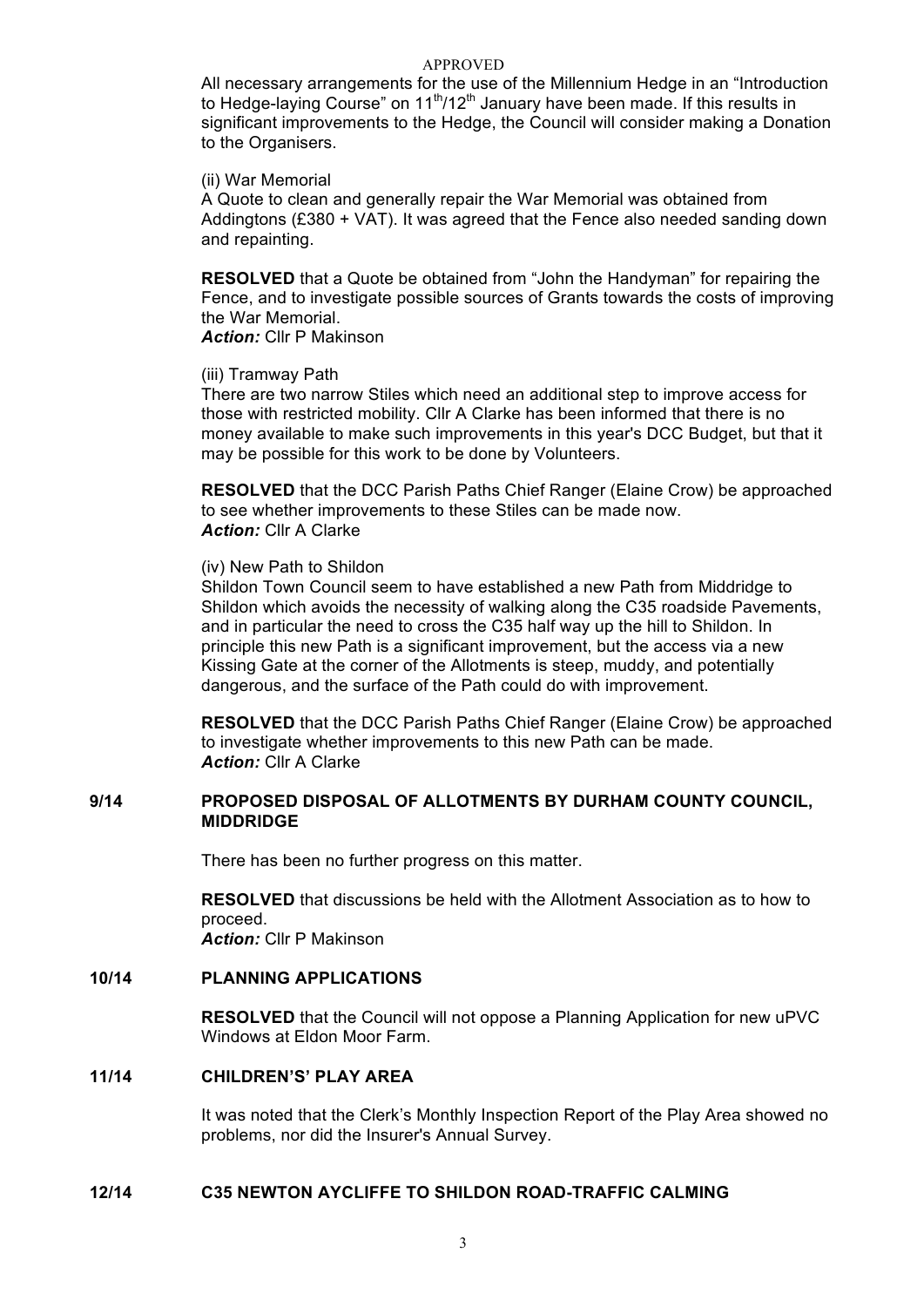APPROVED

All necessary arrangements for the use of the Millennium Hedge in an "Introduction to Hedge-laying Course" on 11th/12th January have been made. If this results in significant improvements to the Hedge, the Council will consider making a Donation to the Organisers.

(ii) War Memorial

A Quote to clean and generally repair the War Memorial was obtained from Addingtons (£380 + VAT). It was agreed that the Fence also needed sanding down and repainting.

**RESOLVED** that a Quote be obtained from "John the Handyman" for repairing the Fence, and to investigate possible sources of Grants towards the costs of improving the War Memorial.
***Action:*** Cllr P Makinson

(iii) Tramway Path

There are two narrow Stiles which need an additional step to improve access for those with restricted mobility. Cllr A Clarke has been informed that there is no money available to make such improvements in this year's DCC Budget, but that it may be possible for this work to be done by Volunteers.

**RESOLVED** that the DCC Parish Paths Chief Ranger (Elaine Crow) be approached to see whether improvements to these Stiles can be made now.
***Action:*** Cllr A Clarke

(iv) New Path to Shildon

Shildon Town Council seem to have established a new Path from Middridge to Shildon which avoids the necessity of walking along the C35 roadside Pavements, and in particular the need to cross the C35 half way up the hill to Shildon. In principle this new Path is a significant improvement, but the access via a new Kissing Gate at the corner of the Allotments is steep, muddy, and potentially dangerous, and the surface of the Path could do with improvement.

**RESOLVED** that the DCC Parish Paths Chief Ranger (Elaine Crow) be approached to investigate whether improvements to this new Path can be made.
***Action:*** Cllr A Clarke

## 9/14 PROPOSED DISPOSAL OF ALLOTMENTS BY DURHAM COUNTY COUNCIL, MIDDRIDGE

There has been no further progress on this matter.

**RESOLVED** that discussions be held with the Allotment Association as to how to proceed.
***Action:*** Cllr P Makinson

## 10/14 PLANNING APPLICATIONS

**RESOLVED** that the Council will not oppose a Planning Application for new uPVC Windows at Eldon Moor Farm.

## 11/14 CHILDREN'S' PLAY AREA

It was noted that the Clerk's Monthly Inspection Report of the Play Area showed no problems, nor did the Insurer's Annual Survey.

## 12/14 C35 NEWTON AYCLIFFE TO SHILDON ROAD-TRAFFIC CALMING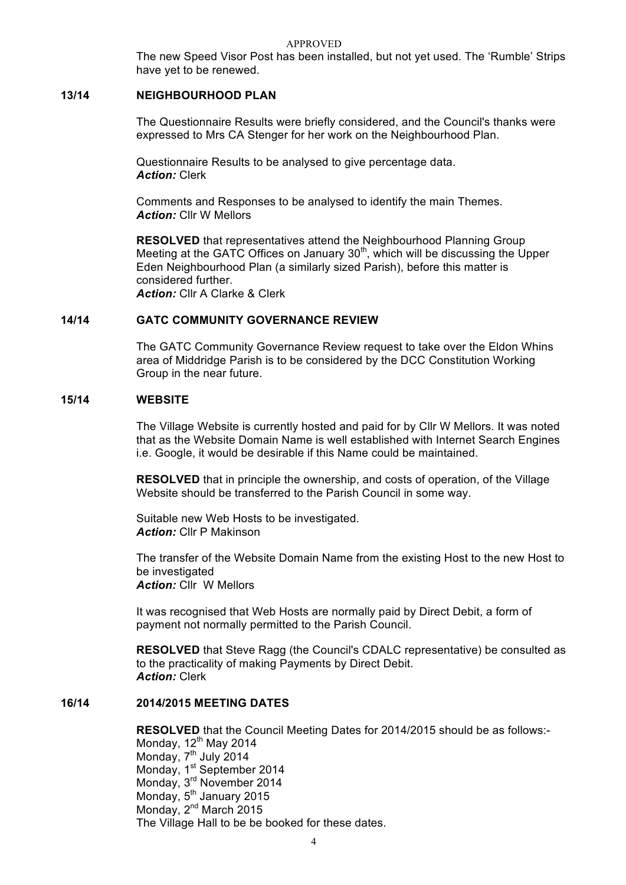The new Speed Visor Post has been installed, but not yet used. The 'Rumble' Strips have yet to be renewed.

## 13/14 NEIGHBOURHOOD PLAN

The Questionnaire Results were briefly considered, and the Council's thanks were expressed to Mrs CA Stenger for her work on the Neighbourhood Plan.

Questionnaire Results to be analysed to give percentage data.
***Action:*** Clerk

Comments and Responses to be analysed to identify the main Themes.
***Action:*** Cllr W Mellors

**RESOLVED** that representatives attend the Neighbourhood Planning Group Meeting at the GATC Offices on January 30th, which will be discussing the Upper Eden Neighbourhood Plan (a similarly sized Parish), before this matter is considered further.
***Action:*** Cllr A Clarke & Clerk

## 14/14 GATC COMMUNITY GOVERNANCE REVIEW

The GATC Community Governance Review request to take over the Eldon Whins area of Middridge Parish is to be considered by the DCC Constitution Working Group in the near future.

## 15/14 WEBSITE

The Village Website is currently hosted and paid for by Cllr W Mellors. It was noted that as the Website Domain Name is well established with Internet Search Engines i.e. Google, it would be desirable if this Name could be maintained.

**RESOLVED** that in principle the ownership, and costs of operation, of the Village Website should be transferred to the Parish Council in some way.

Suitable new Web Hosts to be investigated.
***Action:*** Cllr P Makinson

The transfer of the Website Domain Name from the existing Host to the new Host to be investigated
***Action:*** Cllr W Mellors

It was recognised that Web Hosts are normally paid by Direct Debit, a form of payment not normally permitted to the Parish Council.

**RESOLVED** that Steve Ragg (the Council's CDALC representative) be consulted as to the practicality of making Payments by Direct Debit.
***Action:*** Clerk

## 16/14 2014/2015 MEETING DATES

**RESOLVED** that the Council Meeting Dates for 2014/2015 should be as follows:-
Monday, 12th May 2014
Monday, 7th July 2014
Monday, 1st September 2014
Monday, 3rd November 2014
Monday, 5th January 2015
Monday, 2nd March 2015
The Village Hall to be be booked for these dates.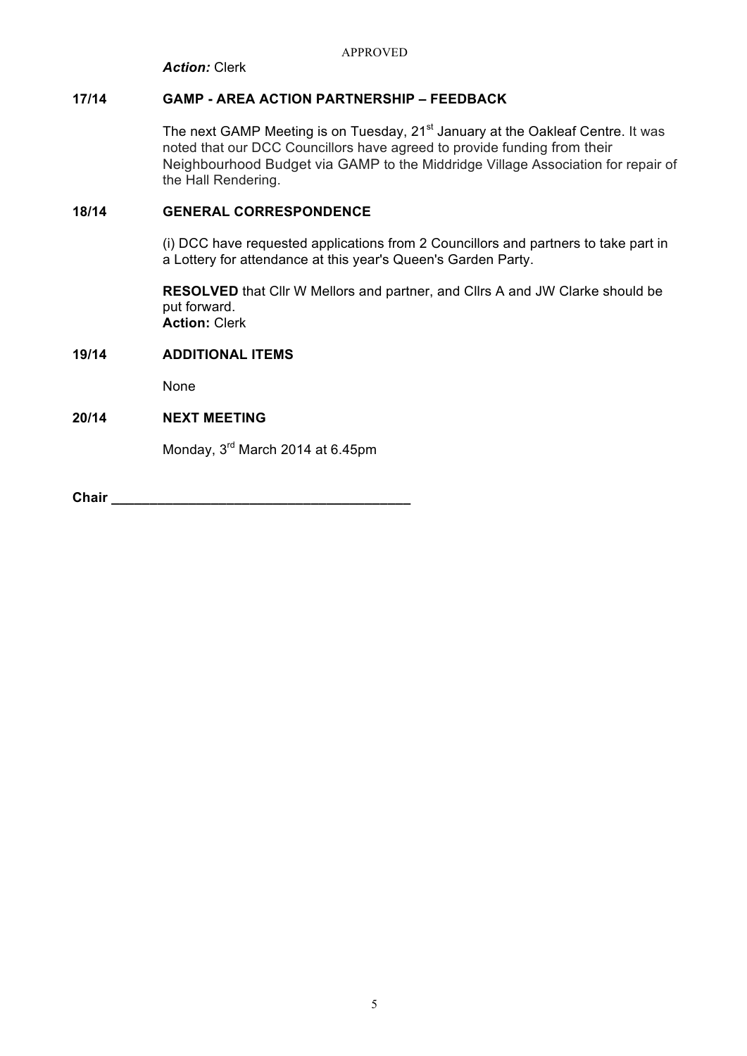APPROVED

***Action:*** Clerk

**17/14 GAMP - AREA ACTION PARTNERSHIP – FEEDBACK**

The next GAMP Meeting is on Tuesday, 21st January at the Oakleaf Centre. It was noted that our DCC Councillors have agreed to provide funding from their Neighbourhood Budget via GAMP to the Middridge Village Association for repair of the Hall Rendering.

**18/14 GENERAL CORRESPONDENCE**

(i) DCC have requested applications from 2 Councillors and partners to take part in a Lottery for attendance at this year's Queen's Garden Party.

**RESOLVED** that Cllr W Mellors and partner, and Cllrs A and JW Clarke should be put forward.
**Action:** Clerk

**19/14 ADDITIONAL ITEMS**

None

**20/14 NEXT MEETING**

Monday, 3rd March 2014 at 6.45pm

**Chair** ______________________________________